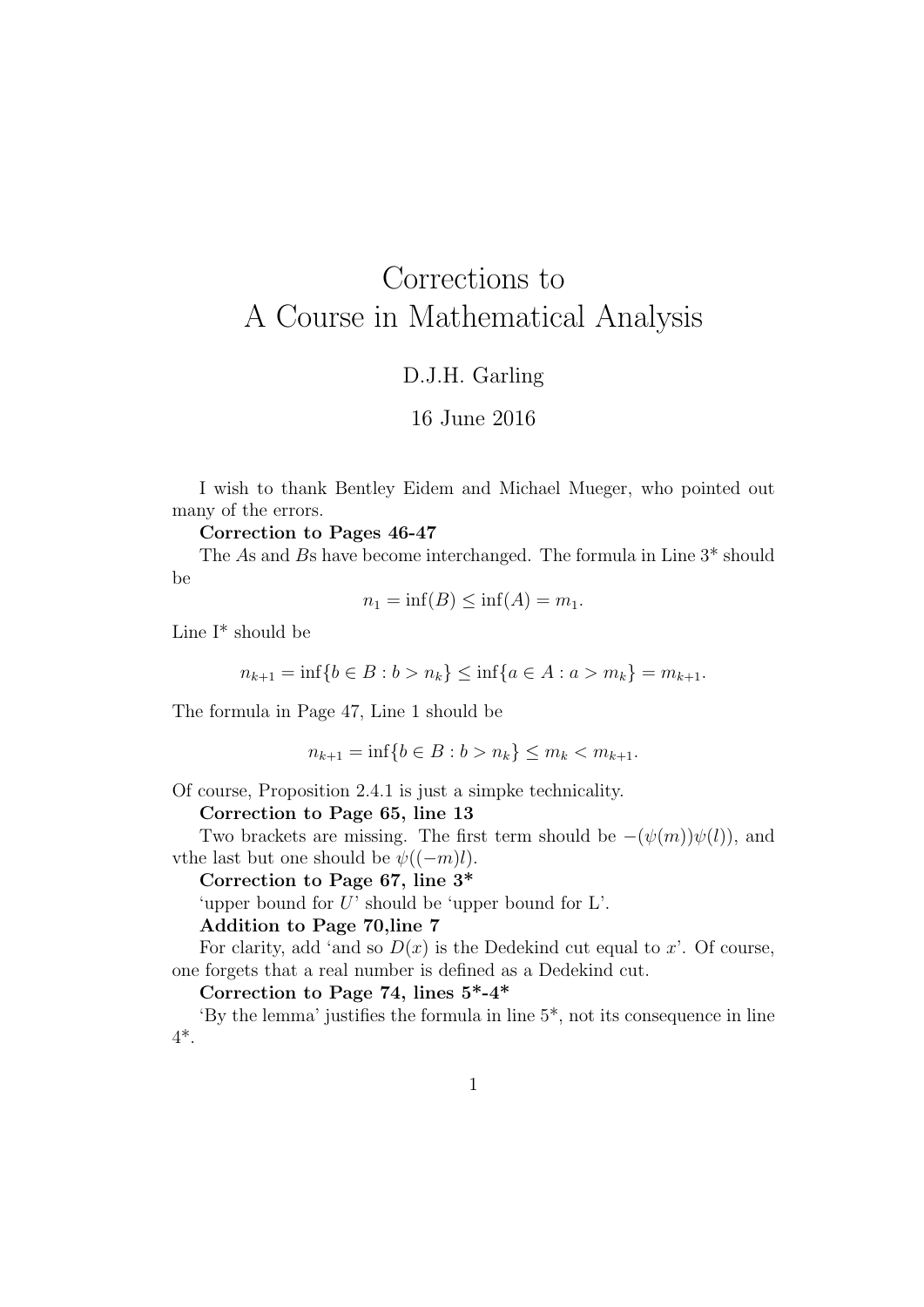# Corrections to A Course in Mathematical Analysis

D.J.H. Garling

16 June 2016

I wish to thank Bentley Eidem and Michael Mueger, who pointed out many of the errors.

**Correction to Pages 46-47**

The $A$s and $B$s have become interchanged. The formula in Line 3* should be

$$n_1 = \inf(B) \leq \inf(A) = m_1.$$

Line I* should be

$$n_{k+1} = \inf\{b \in B : b > n_k\} \leq \inf\{a \in A : a > m_k\} = m_{k+1}.$$

The formula in Page 47, Line 1 should be

$$n_{k+1} = \inf\{b \in B : b > n_k\} \leq m_k < m_{k+1}.$$

Of course, Proposition 2.4.1 is just a simpke technicality.

**Correction to Page 65, line 13**

Two brackets are missing. The first term should be $-(\psi(m))\psi(l))$, and vthe last but one should be $\psi((-m)l)$.

**Correction to Page 67, line 3***

'upper bound for $U$' should be 'upper bound for L'.

**Addition to Page 70,line 7**

For clarity, add 'and so $D(x)$ is the Dedekind cut equal to $x$'. Of course, one forgets that a real number is defined as a Dedekind cut.

**Correction to Page 74, lines 5*-4***

'By the lemma' justifies the formula in line 5*, not its consequence in line 4*.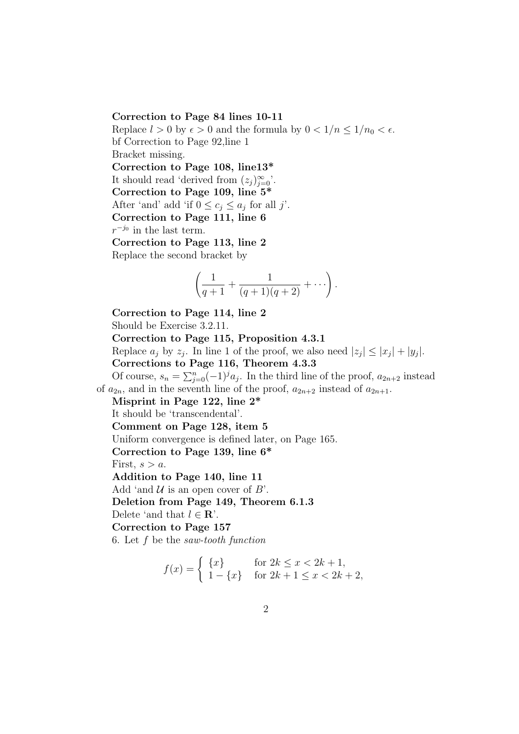**Correction to Page 84 lines 10-11**

Replace $l > 0$ by $\epsilon > 0$ and the formula by $0 < 1/n \leq 1/n_0 < \epsilon$.

bf Correction to Page 92,line 1

Bracket missing.

**Correction to Page 108, line13***

It should read 'derived from $(z_j)_{j=0}^{\infty}$'.

**Correction to Page 109, line 5***

After 'and' add 'if $0 \leq c_j \leq a_j$ for all $j$'.

**Correction to Page 111, line 6**

$r^{-j_0}$ in the last term.

**Correction to Page 113, line 2**

Replace the second bracket by

$$\left( \frac{1}{q+1} + \frac{1}{(q+1)(q+2)} + \cdots \right).$$

**Correction to Page 114, line 2**

Should be Exercise 3.2.11.

**Correction to Page 115, Proposition 4.3.1**

Replace $a_j$ by $z_j$. In line 1 of the proof, we also need $|z_j| \leq |x_j| + |y_j|$.

**Corrections to Page 116, Theorem 4.3.3**

Of course, $s_n = \sum_{j=0}^{n} (-1)^j a_j$. In the third line of the proof, $a_{2n+2}$ instead of $a_{2n}$, and in the seventh line of the proof, $a_{2n+2}$ instead of $a_{2n+1}$.

**Misprint in Page 122, line 2***

It should be 'transcendental'.

**Comment on Page 128, item 5**

Uniform convergence is defined later, on Page 165.

**Correction to Page 139, line 6***

First, $s > a$.

**Addition to Page 140, line 11**

Add 'and $\mathcal{U}$ is an open cover of $B$'.

**Deletion from Page 149, Theorem 6.1.3**

Delete 'and that $l \in \mathbf{R}$'.

**Correction to Page 157**

6. Let $f$ be the *saw-tooth function*

$$f(x) = \begin{cases} \{x\} & \text{for } 2k \leq x < 2k+1, \\ 1 - \{x\} & \text{for } 2k+1 \leq x < 2k+2, \end{cases}$$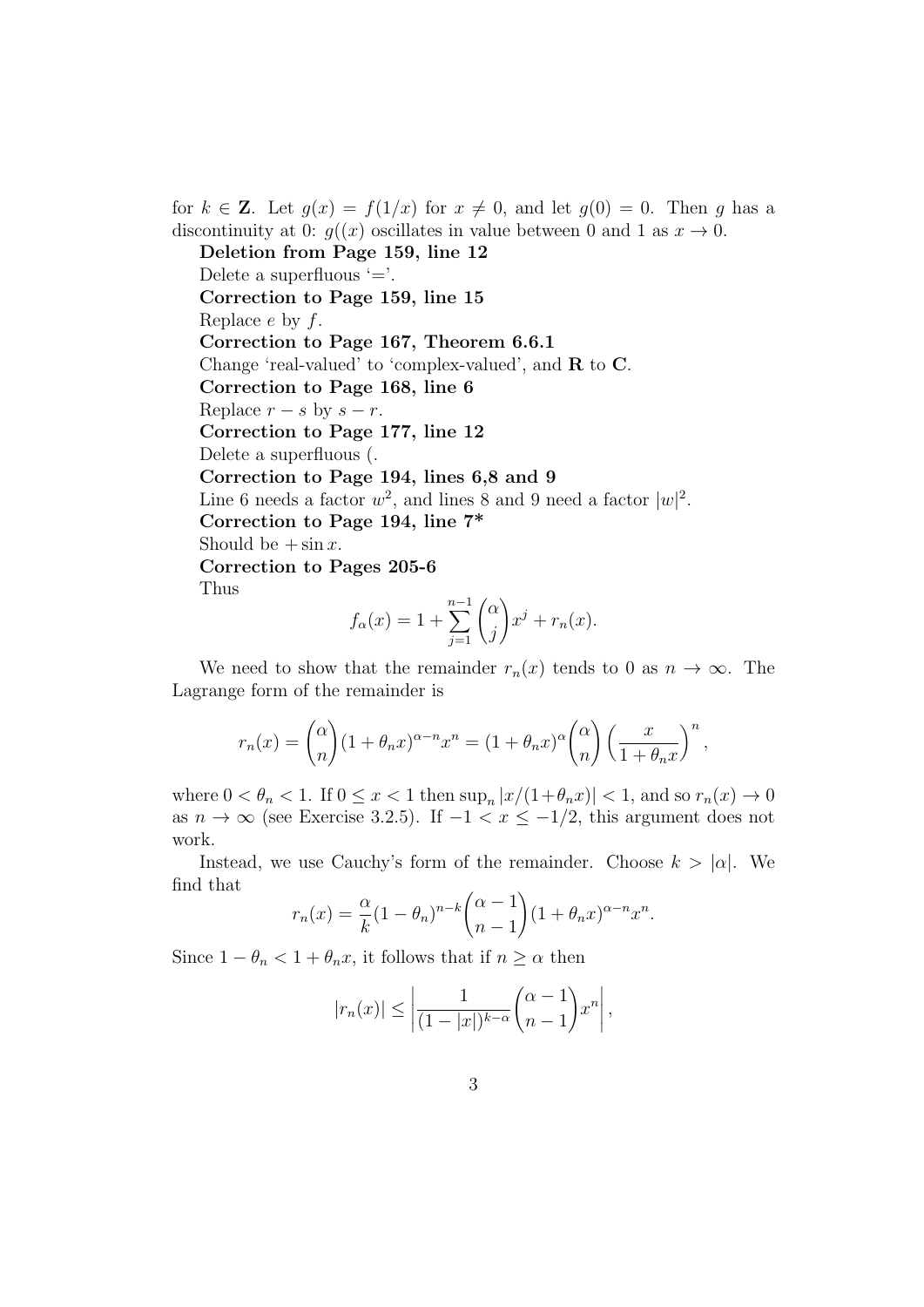for $k \in \mathbf{Z}$. Let $g(x) = f(1/x)$ for $x \neq 0$, and let $g(0) = 0$. Then $g$ has a discontinuity at 0: $g((x)$ oscillates in value between 0 and 1 as $x \to 0$.

**Deletion from Page 159, line 12**

Delete a superfluous '='.

**Correction to Page 159, line 15**

Replace $e$ by $f$.

**Correction to Page 167, Theorem 6.6.1**

Change 'real-valued' to 'complex-valued', and $\mathbf{R}$ to $\mathbf{C}$.

**Correction to Page 168, line 6**

Replace $r - s$ by $s - r$.

**Correction to Page 177, line 12**

Delete a superfluous (.

**Correction to Page 194, lines 6,8 and 9**

Line 6 needs a factor $w^2$, and lines 8 and 9 need a factor $|w|^2$.

**Correction to Page 194, line 7***

Should be $+\sin x$.

**Correction to Pages 205-6**

Thus

$$f_\alpha(x) = 1 + \sum_{j=1}^{n-1} \binom{\alpha}{j} x^j + r_n(x).$$

We need to show that the remainder $r_n(x)$ tends to 0 as $n \to \infty$. The Lagrange form of the remainder is

$$r_n(x) = \binom{\alpha}{n}(1+\theta_n x)^{\alpha-n}x^n = (1+\theta_n x)^\alpha \binom{\alpha}{n}\left(\frac{x}{1+\theta_n x}\right)^n,$$

where $0 < \theta_n < 1$. If $0 \leq x < 1$ then $\sup_n |x/(1+\theta_n x)| < 1$, and so $r_n(x) \to 0$ as $n \to \infty$ (see Exercise 3.2.5). If $-1 < x \leq -1/2$, this argument does not work.

Instead, we use Cauchy's form of the remainder. Choose $k > |\alpha|$. We find that

$$r_n(x) = \frac{\alpha}{k}(1-\theta_n)^{n-k}\binom{\alpha-1}{n-1}(1+\theta_n x)^{\alpha-n}x^n.$$

Since $1 - \theta_n < 1 + \theta_n x$, it follows that if $n \geq \alpha$ then

$$|r_n(x)| \leq \left|\frac{1}{(1-|x|)^{k-\alpha}}\binom{\alpha-1}{n-1}x^n\right|,$$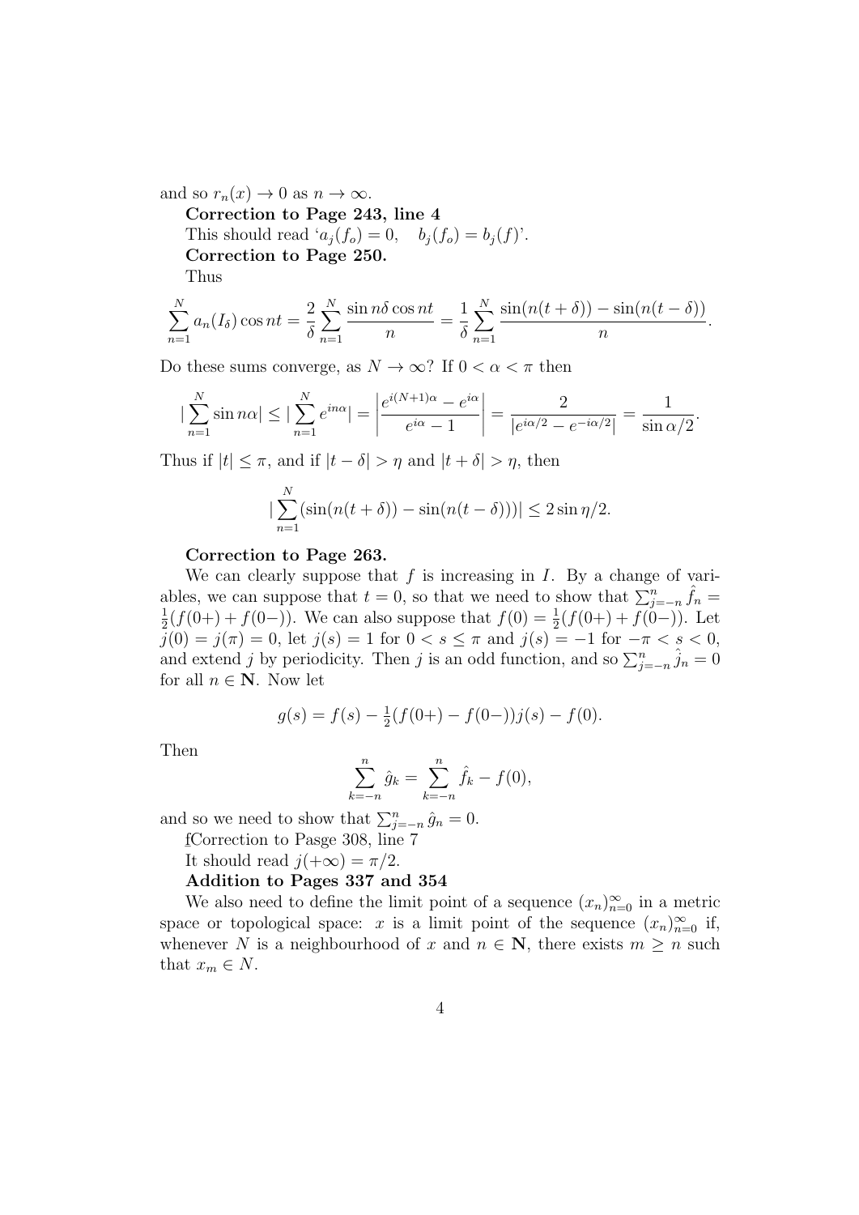and so $r_n(x) \to 0$ as $n \to \infty$.

**Correction to Page 243, line 4**

This should read '$a_j(f_o) = 0, \quad b_j(f_o) = b_j(f)$'.

**Correction to Page 250.**

Thus

$$\sum_{n=1}^{N} a_n(I_\delta)\cos nt = \frac{2}{\delta}\sum_{n=1}^{N}\frac{\sin n\delta \cos nt}{n} = \frac{1}{\delta}\sum_{n=1}^{N}\frac{\sin(n(t+\delta)) - \sin(n(t-\delta))}{n}.$$

Do these sums converge, as $N \to \infty$? If $0 < \alpha < \pi$ then

$$|\sum_{n=1}^{N}\sin n\alpha| \leq |\sum_{n=1}^{N} e^{in\alpha}| = \left|\frac{e^{i(N+1)\alpha} - e^{i\alpha}}{e^{i\alpha} - 1}\right| = \frac{2}{|e^{i\alpha/2} - e^{-i\alpha/2}|} = \frac{1}{\sin\alpha/2}.$$

Thus if $|t| \leq \pi$, and if $|t - \delta| > \eta$ and $|t + \delta| > \eta$, then

$$|\sum_{n=1}^{N}(\sin(n(t+\delta)) - \sin(n(t-\delta)))| \leq 2\sin\eta/2.$$

**Correction to Page 263.**

We can clearly suppose that $f$ is increasing in $I$. By a change of variables, we can suppose that $t = 0$, so that we need to show that $\sum_{j=-n}^{n}\hat{f}_n = \frac{1}{2}(f(0+) + f(0-))$. We can also suppose that $f(0) = \frac{1}{2}(f(0+) + f(0-))$. Let $j(0) = j(\pi) = 0$, let $j(s) = 1$ for $0 < s \leq \pi$ and $j(s) = -1$ for $-\pi < s < 0$, and extend $j$ by periodicity. Then $j$ is an odd function, and so $\sum_{j=-n}^{n}\hat{j}_n = 0$ for all $n \in \mathbf{N}$. Now let

$$g(s) = f(s) - \tfrac{1}{2}(f(0+) - f(0-))j(s) - f(0).$$

Then

$$\sum_{k=-n}^{n}\hat{g}_k = \sum_{k=-n}^{n}\hat{f}_k - f(0),$$

and so we need to show that $\sum_{j=-n}^{n}\hat{g}_n = 0$.

fCorrection to Pasge 308, line 7

It should read $j(+\infty) = \pi/2$.

**Addition to Pages 337 and 354**

We also need to define the limit point of a sequence $(x_n)_{n=0}^{\infty}$ in a metric space or topological space: $x$ is a limit point of the sequence $(x_n)_{n=0}^{\infty}$ if, whenever $N$ is a neighbourhood of $x$ and $n \in \mathbf{N}$, there exists $m \geq n$ such that $x_m \in N$.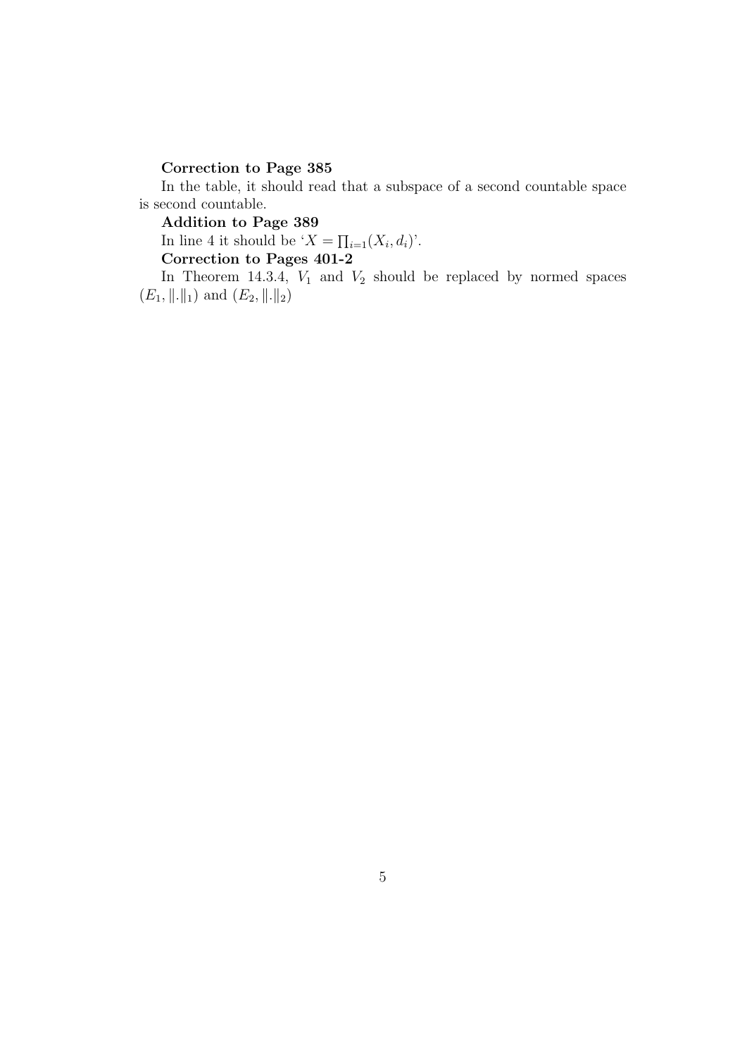**Correction to Page 385**

In the table, it should read that a subspace of a second countable space is second countable.

**Addition to Page 389**

In line 4 it should be '$X = \prod_{i=1}(X_i, d_i)$'.

**Correction to Pages 401-2**

In Theorem 14.3.4, $V_1$ and $V_2$ should be replaced by normed spaces $(E_1, \|.\|_1)$ and $(E_2, \|.\|_2)$